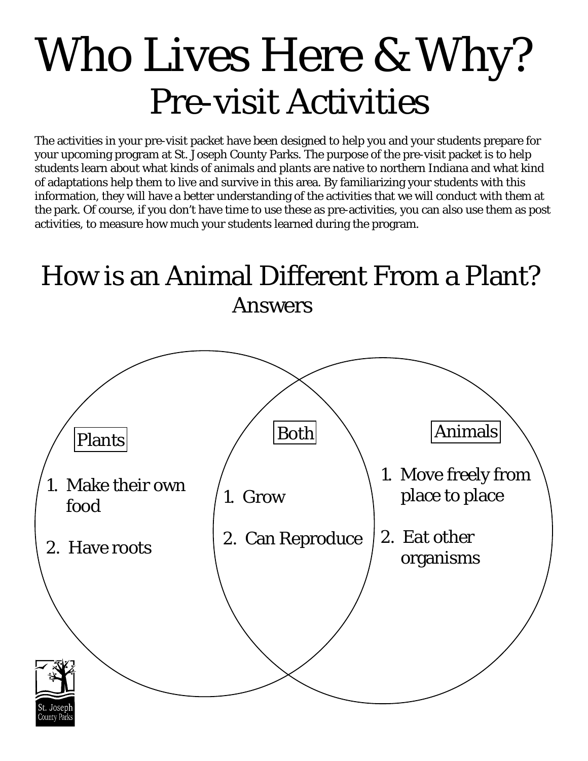# Who Lives Here & Why?

## Pre-visit Activities

The activities in your pre-visit packet have been designed to help you and your students prepare for your upcoming program at St. Joseph County Parks. The purpose of the pre-visit packet is to help students learn about what kinds of animals and plants are native to northern Indiana and what kind of adaptations help them to live and survive in this area. By familiarizing your students with this information, they will have a better understanding of the activities that we will conduct with them at the park. Of course, if you don't have time to use these as pre-activities, you can also use them as post activities, to measure how much your students learned during the program.

# How is an Animal Different From a Plant?

## Answers

**Plants**

1. Make their own food
2. Have roots

**Both**

1. Grow
2. Can Reproduce

**Animals**

1. Move freely from place to place
2. Eat other organisms

St. Joseph County Parks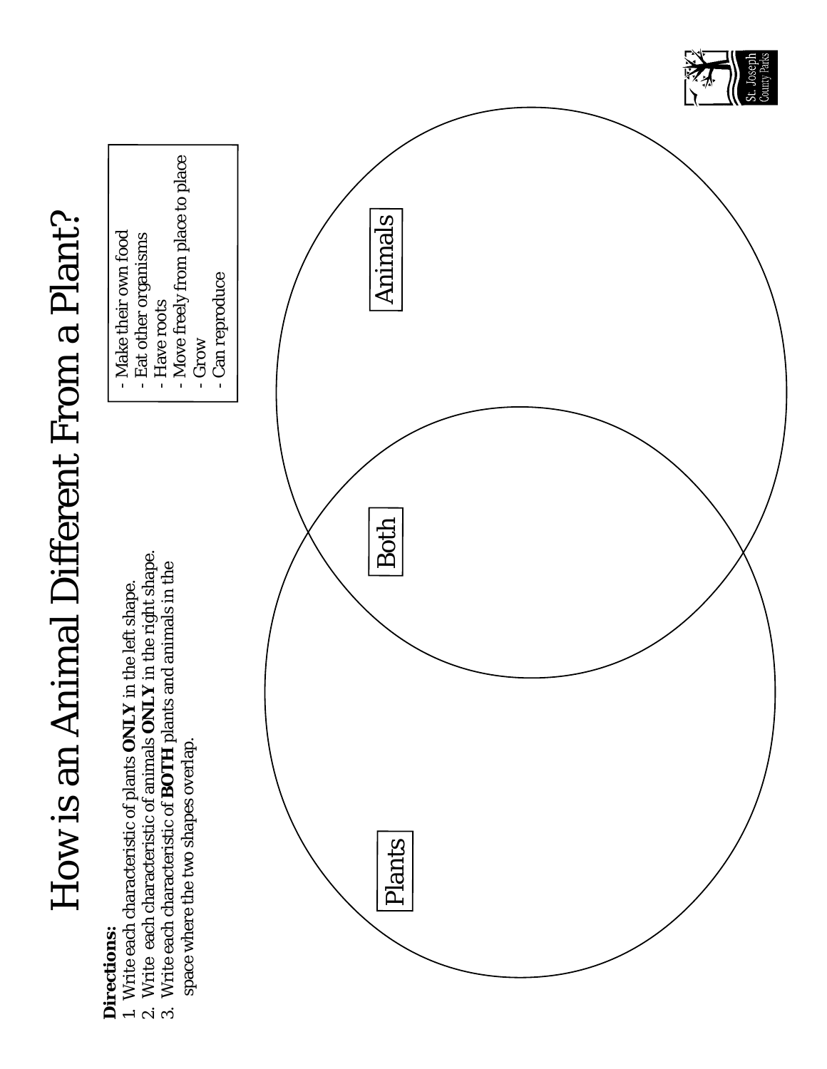# How is an Animal Different From a Plant?

**Directions:**

1. Write each characteristic of plants **ONLY** in the left shape.
2. Write each characteristic of animals **ONLY** in the right shape.
3. Write each characteristic of **BOTH** plants and animals in the space where the two shapes overlap.

- Make their own food
- Eat other organisms
- Have roots
- Move freely from place to place
- Grow
- Can reproduce

Plants

Both

Animals

St. Joseph County Parks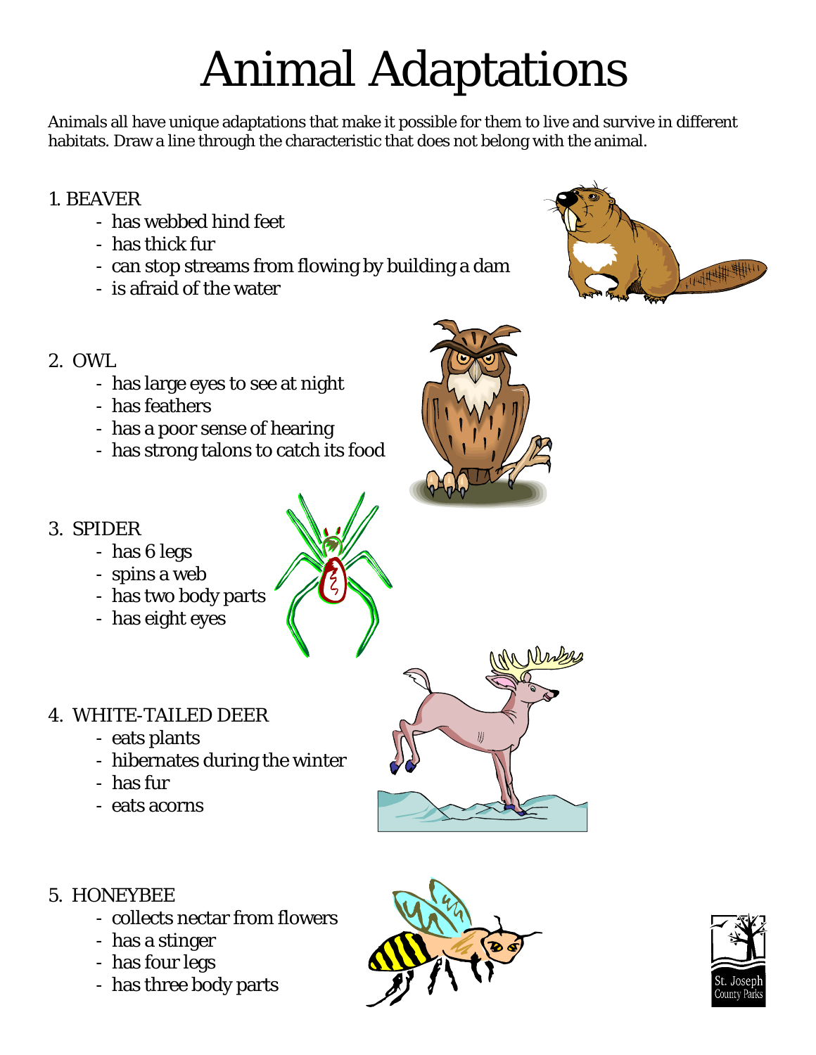# Animal Adaptations

Animals all have unique adaptations that make it possible for them to live and survive in different habitats. Draw a line through the characteristic that does not belong with the animal.

1. BEAVER
   - has webbed hind feet
   - has thick fur
   - can stop streams from flowing by building a dam
   - is afraid of the water

2. OWL
   - has large eyes to see at night
   - has feathers
   - has a poor sense of hearing
   - has strong talons to catch its food

3. SPIDER
   - has 6 legs
   - spins a web
   - has two body parts
   - has eight eyes

4. WHITE-TAILED DEER
   - eats plants
   - hibernates during the winter
   - has fur
   - eats acorns

5. HONEYBEE
   - collects nectar from flowers
   - has a stinger
   - has four legs
   - has three body parts

St. Joseph County Parks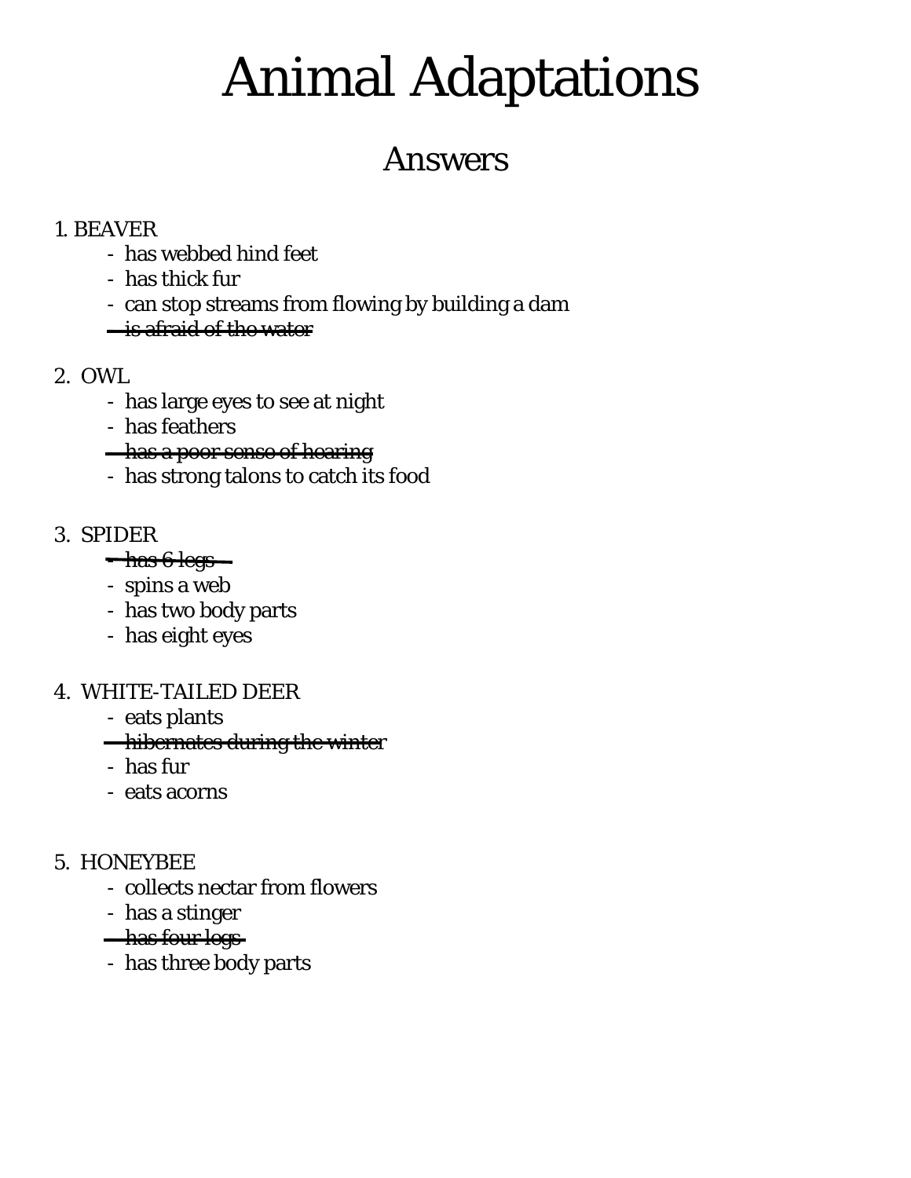# Animal Adaptations

## Answers

1. BEAVER
   - has webbed hind feet
   - has thick fur
   - can stop streams from flowing by building a dam
   - ~~is afraid of the water~~

2. OWL
   - has large eyes to see at night
   - has feathers
   - ~~has a poor sense of hearing~~
   - has strong talons to catch its food

3. SPIDER
   - ~~has 6 legs~~
   - spins a web
   - has two body parts
   - has eight eyes

4. WHITE-TAILED DEER
   - eats plants
   - ~~hibernates during the winter~~
   - has fur
   - eats acorns

5. HONEYBEE
   - collects nectar from flowers
   - has a stinger
   - ~~has four legs~~
   - has three body parts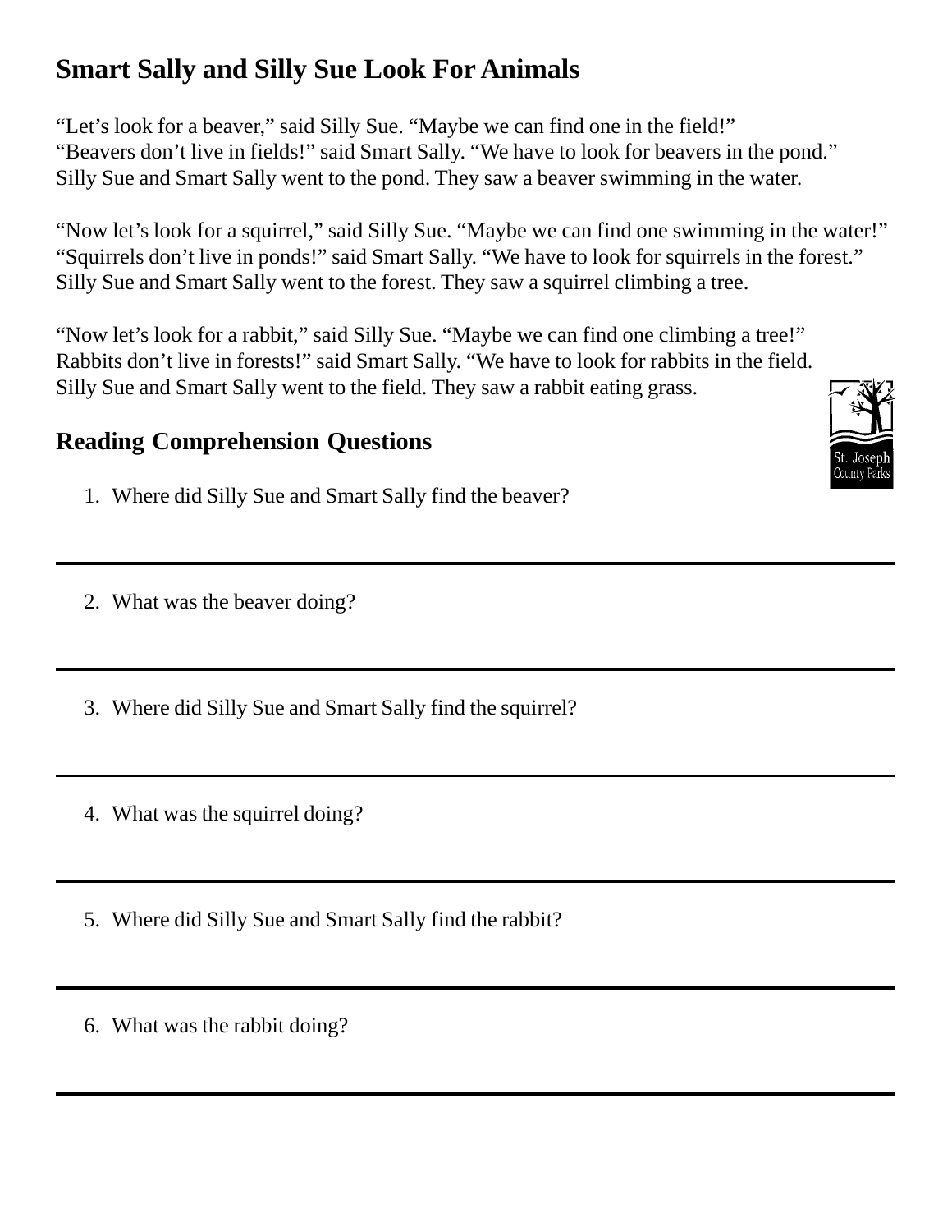# Smart Sally and Silly Sue Look For Animals

“Let’s look for a beaver,” said Silly Sue. “Maybe we can find one in the field!”
“Beavers don’t live in fields!” said Smart Sally. “We have to look for beavers in the pond.”
Silly Sue and Smart Sally went to the pond. They saw a beaver swimming in the water.

“Now let’s look for a squirrel,” said Silly Sue. “Maybe we can find one swimming in the water!”
“Squirrels don’t live in ponds!” said Smart Sally. “We have to look for squirrels in the forest.”
Silly Sue and Smart Sally went to the forest. They saw a squirrel climbing a tree.

“Now let’s look for a rabbit,” said Silly Sue. “Maybe we can find one climbing a tree!”
Rabbits don’t live in forests!” said Smart Sally. “We have to look for rabbits in the field.
Silly Sue and Smart Sally went to the field. They saw a rabbit eating grass.

St. Joseph County Parks

## Reading Comprehension Questions

1. Where did Silly Sue and Smart Sally find the beaver?

___

2. What was the beaver doing?

___

3. Where did Silly Sue and Smart Sally find the squirrel?

___

4. What was the squirrel doing?

___

5. Where did Silly Sue and Smart Sally find the rabbit?

___

6. What was the rabbit doing?

___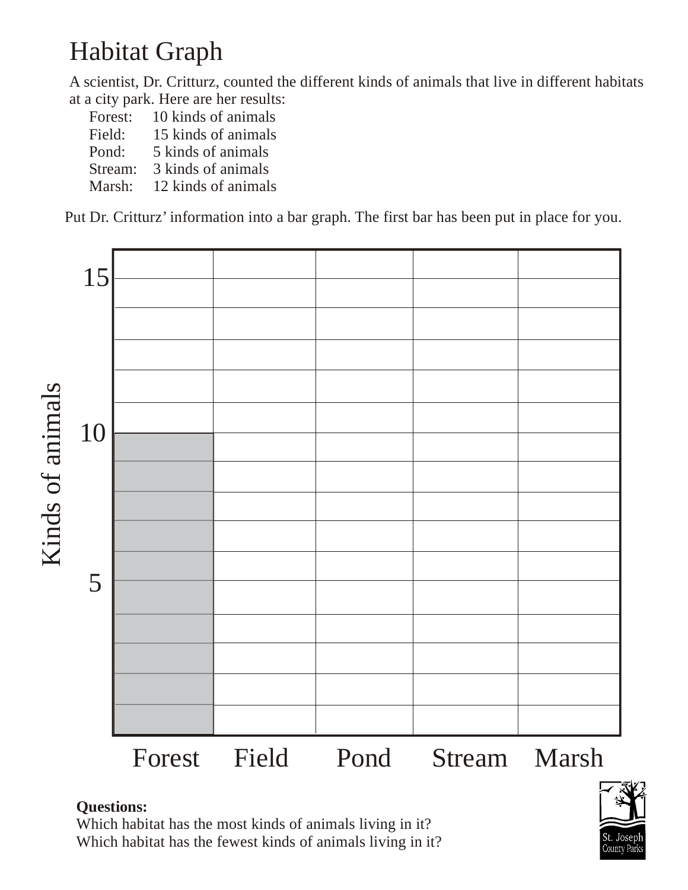# Habitat Graph

A scientist, Dr. Critturz, counted the different kinds of animals that live in different habitats at a city park. Here are her results:

- Forest: 10 kinds of animals
- Field: 15 kinds of animals
- Pond: 5 kinds of animals
- Stream: 3 kinds of animals
- Marsh: 12 kinds of animals

Put Dr. Critturz' information into a bar graph. The first bar has been put in place for you.

Kinds of animals

15

10

5

Forest Field Pond Stream Marsh

**Questions:**

Which habitat has the most kinds of animals living in it?

Which habitat has the fewest kinds of animals living in it?

St. Joseph County Parks